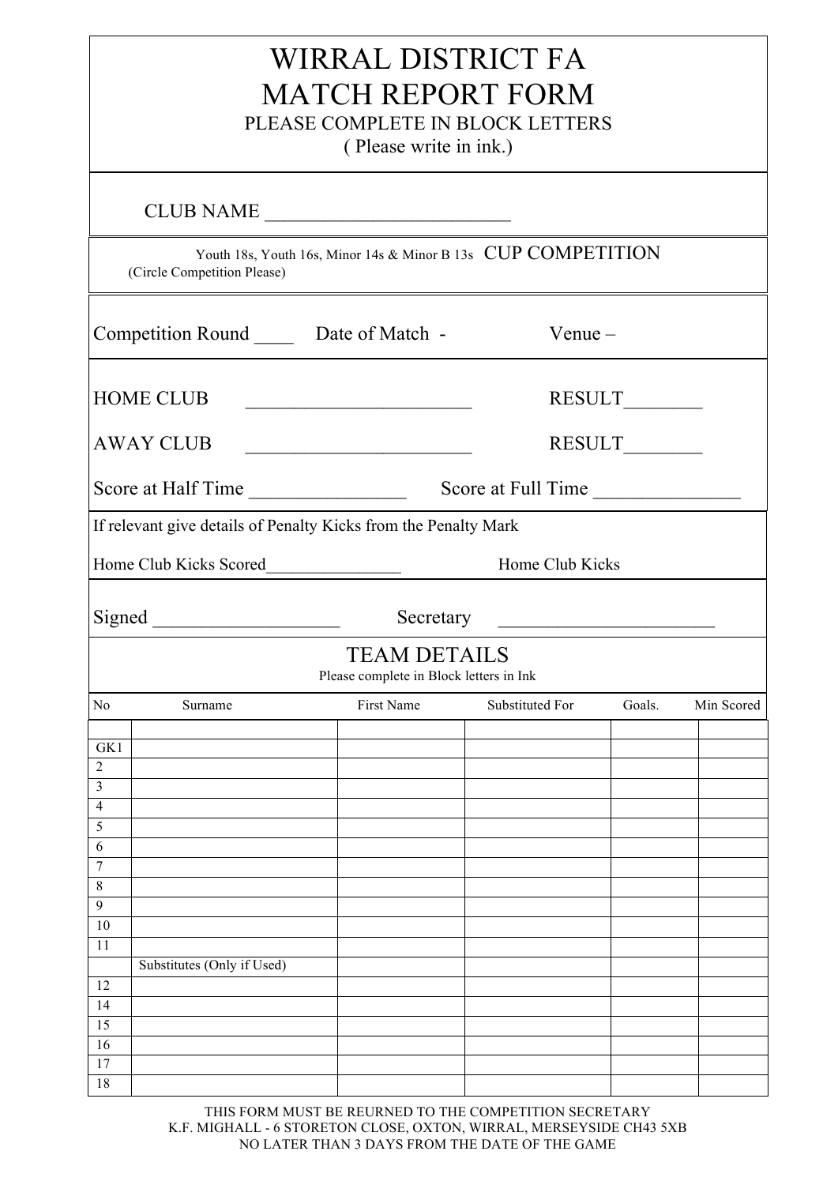# WIRRAL DISTRICT FA
# MATCH REPORT FORM

PLEASE COMPLETE IN BLOCK LETTERS
( Please write in ink.)

CLUB NAME ________________________

Youth 18s, Youth 16s, Minor 14s & Minor B 13s CUP COMPETITION
(Circle Competition Please)

Competition Round ____ Date of Match - Venue –

HOME CLUB _______________________ RESULT________

AWAY CLUB _______________________ RESULT________

Score at Half Time ________________ Score at Full Time _______________

If relevant give details of Penalty Kicks from the Penalty Mark

Home Club Kicks Scored_______________ Home Club Kicks

Signed ___________________ Secretary ______________________

## TEAM DETAILS

Please complete in Block letters in Ink

| No | Surname | First Name | Substituted For | Goals. | Min Scored |
|---|---|---|---|---|---|
| | | | | | |
| GK1 | | | | | |
| 2 | | | | | |
| 3 | | | | | |
| 4 | | | | | |
| 5 | | | | | |
| 6 | | | | | |
| 7 | | | | | |
| 8 | | | | | |
| 9 | | | | | |
| 10 | | | | | |
| 11 | | | | | |
| | Substitutes (Only if Used) | | | | |
| 12 | | | | | |
| 14 | | | | | |
| 15 | | | | | |
| 16 | | | | | |
| 17 | | | | | |
| 18 | | | | | |

THIS FORM MUST BE REURNED TO THE COMPETITION SECRETARY
K.F. MIGHALL - 6 STORETON CLOSE, OXTON, WIRRAL, MERSEYSIDE CH43 5XB
NO LATER THAN 3 DAYS FROM THE DATE OF THE GAME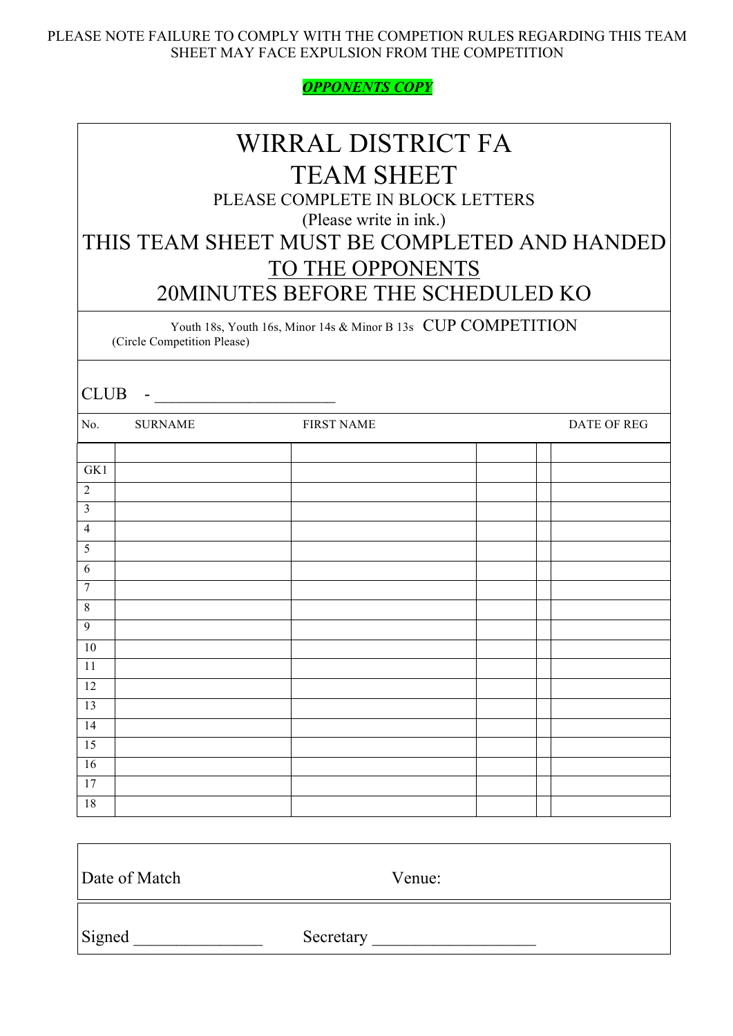PLEASE NOTE FAILURE TO COMPLY WITH THE COMPETION RULES REGARDING THIS TEAM SHEET MAY FACE EXPULSION FROM THE COMPETITION

***OPPONENTS COPY***

# WIRRAL DISTRICT FA
# TEAM SHEET

PLEASE COMPLETE IN BLOCK LETTERS
(Please write in ink.)

## THIS TEAM SHEET MUST BE COMPLETED AND HANDED TO THE OPPONENTS 20MINUTES BEFORE THE SCHEDULED KO

Youth 18s, Youth 16s, Minor 14s & Minor B 13s CUP COMPETITION
(Circle Competition Please)

CLUB - ______________________

| No. | SURNAME | FIRST NAME | | | DATE OF REG |
|---|---|---|---|---|---|
| | | | | | |
| GK1 | | | | | |
| 2 | | | | | |
| 3 | | | | | |
| 4 | | | | | |
| 5 | | | | | |
| 6 | | | | | |
| 7 | | | | | |
| 8 | | | | | |
| 9 | | | | | |
| 10 | | | | | |
| 11 | | | | | |
| 12 | | | | | |
| 13 | | | | | |
| 14 | | | | | |
| 15 | | | | | |
| 16 | | | | | |
| 17 | | | | | |
| 18 | | | | | |

Date of Match Venue:

Signed _______________ Secretary ___________________